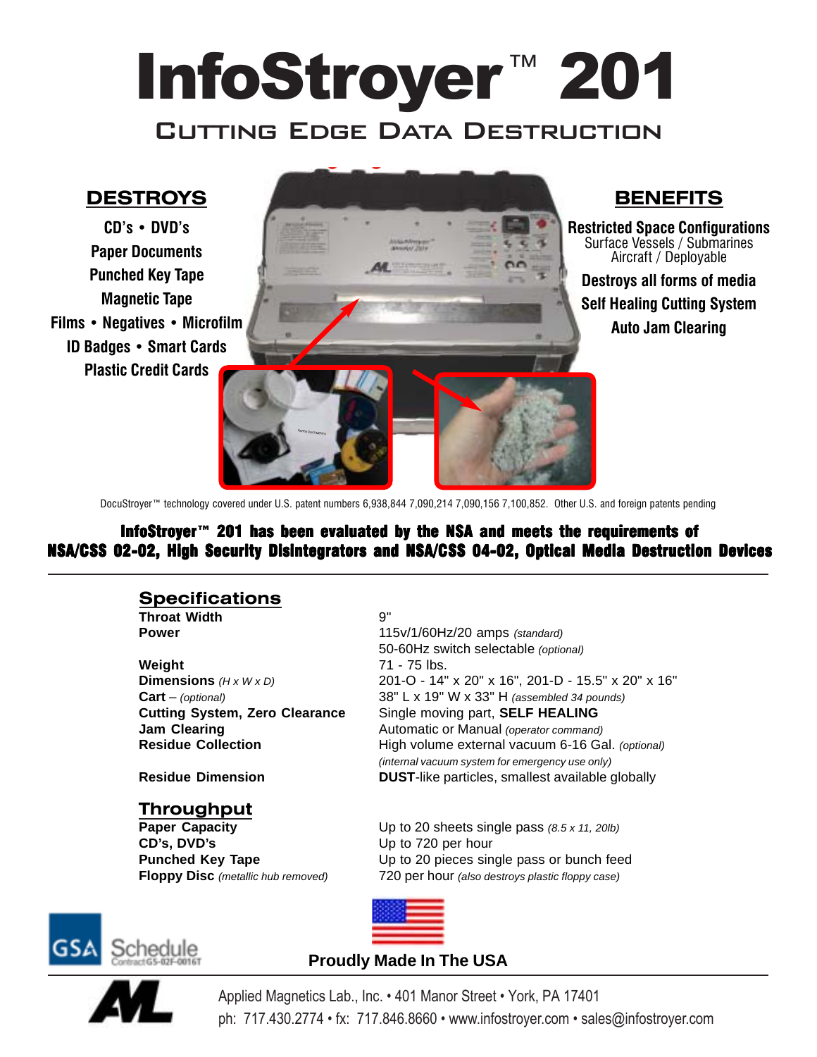# InfoStroyer™ 201

## Cutting Edge Data Destruction

## DESTROYS

CD's • DVD's
Paper Documents
Punched Key Tape
Magnetic Tape
Films • Negatives • Microfilm
ID Badges • Smart Cards
Plastic Credit Cards

## BENEFITS

**Restricted Space Configurations**
Surface Vessels / Submarines
Aircraft / Deployable

**Destroys all forms of media**

**Self Healing Cutting System**

**Auto Jam Clearing**

DocuStroyer™ technology covered under U.S. patent numbers 6,938,844 7,090,214 7,090,156 7,100,852. Other U.S. and foreign patents pending

**InfoStroyer™ 201 has been evaluated by the NSA and meets the requirements of NSA/CSS 02-02, High Security Disintegrators and NSA/CSS 04-02, Optical Media Destruction Devices**

## Specifications

| | |
|---|---|
| **Throat Width** | 9" |
| **Power** | 115v/1/60Hz/20 amps *(standard)*<br>50-60Hz switch selectable *(optional)* |
| **Weight** | 71 - 75 lbs. |
| **Dimensions** *(H x W x D)* | 201-O - 14" x 20" x 16", 201-D - 15.5" x 20" x 16" |
| **Cart** – *(optional)* | 38" L x 19" W x 33" H *(assembled 34 pounds)* |
| **Cutting System, Zero Clearance** | Single moving part, **SELF HEALING** |
| **Jam Clearing** | Automatic or Manual *(operator command)* |
| **Residue Collection** | High volume external vacuum 6-16 Gal. *(optional)*<br>*(internal vacuum system for emergency use only)* |
| **Residue Dimension** | **DUST**-like particles, smallest available globally |

## Throughput

| | |
|---|---|
| **Paper Capacity** | Up to 20 sheets single pass *(8.5 x 11, 20lb)* |
| **CD's, DVD's** | Up to 720 per hour |
| **Punched Key Tape** | Up to 20 pieces single pass or bunch feed |
| **Floppy Disc** *(metallic hub removed)* | 720 per hour *(also destroys plastic floppy case)* |

GSA Schedule Contract GS-02F-0016T

**Proudly Made In The USA**

Applied Magnetics Lab., Inc. • 401 Manor Street • York, PA 17401
ph: 717.430.2774 • fx: 717.846.8660 • www.infostroyer.com • sales@infostroyer.com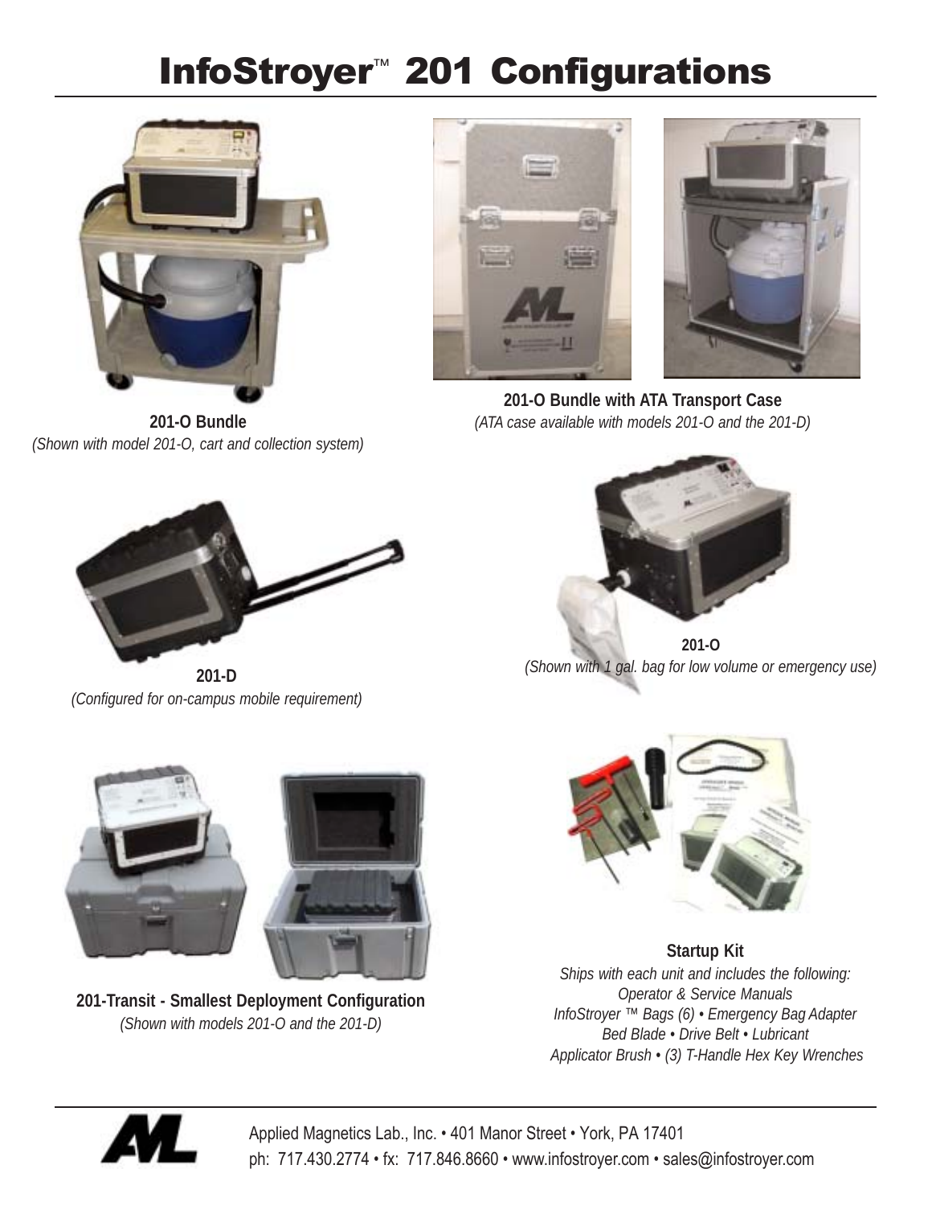# InfoStroyer™ 201 Configurations

**201-O Bundle**
*(Shown with model 201-O, cart and collection system)*

**201-O Bundle with ATA Transport Case**
*(ATA case available with models 201-O and the 201-D)*

**201-D**
*(Configured for on-campus mobile requirement)*

**201-O**
*(Shown with 1 gal. bag for low volume or emergency use)*

**201-Transit - Smallest Deployment Configuration**
*(Shown with models 201-O and the 201-D)*

**Startup Kit**
*Ships with each unit and includes the following:*
*Operator & Service Manuals*
*InfoStroyer ™ Bags (6) • Emergency Bag Adapter*
*Bed Blade • Drive Belt • Lubricant*
*Applicator Brush • (3) T-Handle Hex Key Wrenches*

Applied Magnetics Lab., Inc. • 401 Manor Street • York, PA 17401
ph: 717.430.2774 • fx: 717.846.8660 • www.infostroyer.com • sales@infostroyer.com